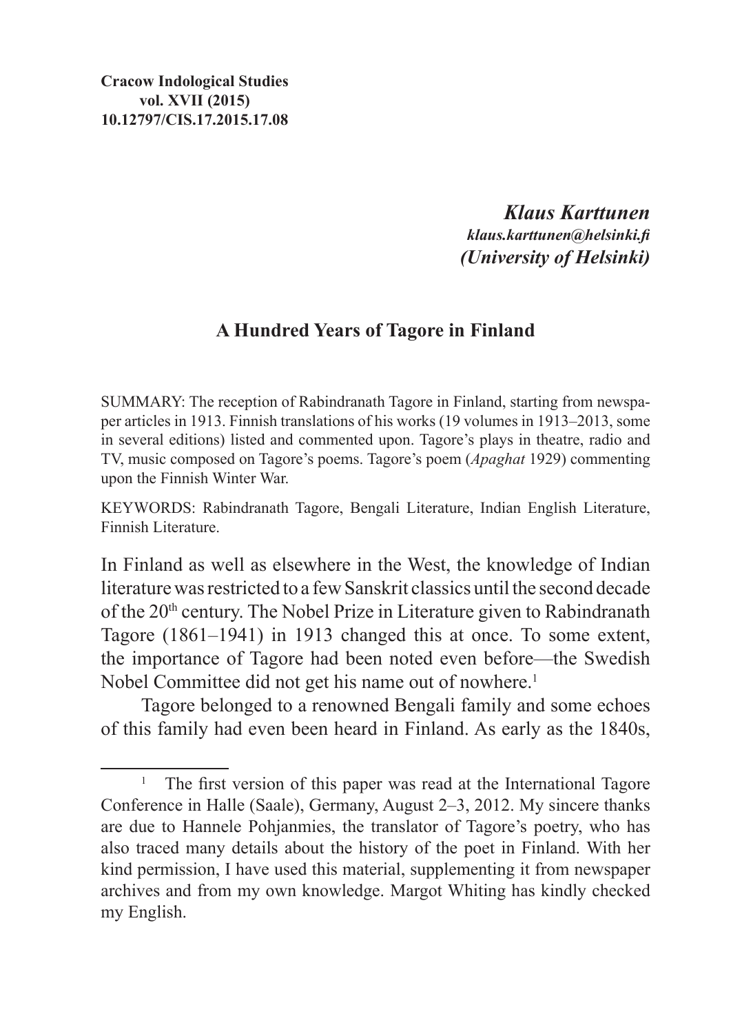**Cracow Indological Studies**
**vol. XVII (2015)**
**10.12797/CIS.17.2015.17.08**

***Klaus Karttunen***
***klaus.karttunen@helsinki.fi***
***(University of Helsinki)***

## A Hundred Years of Tagore in Finland

SUMMARY: The reception of Rabindranath Tagore in Finland, starting from newspaper articles in 1913. Finnish translations of his works (19 volumes in 1913–2013, some in several editions) listed and commented upon. Tagore's plays in theatre, radio and TV, music composed on Tagore's poems. Tagore's poem (*Apaghat* 1929) commenting upon the Finnish Winter War.

KEYWORDS: Rabindranath Tagore, Bengali Literature, Indian English Literature, Finnish Literature.

In Finland as well as elsewhere in the West, the knowledge of Indian literature was restricted to a few Sanskrit classics until the second decade of the 20th century. The Nobel Prize in Literature given to Rabindranath Tagore (1861–1941) in 1913 changed this at once. To some extent, the importance of Tagore had been noted even before—the Swedish Nobel Committee did not get his name out of nowhere.[1]

Tagore belonged to a renowned Bengali family and some echoes of this family had even been heard in Finland. As early as the 1840s,

[1] The first version of this paper was read at the International Tagore Conference in Halle (Saale), Germany, August 2–3, 2012. My sincere thanks are due to Hannele Pohjanmies, the translator of Tagore's poetry, who has also traced many details about the history of the poet in Finland. With her kind permission, I have used this material, supplementing it from newspaper archives and from my own knowledge. Margot Whiting has kindly checked my English.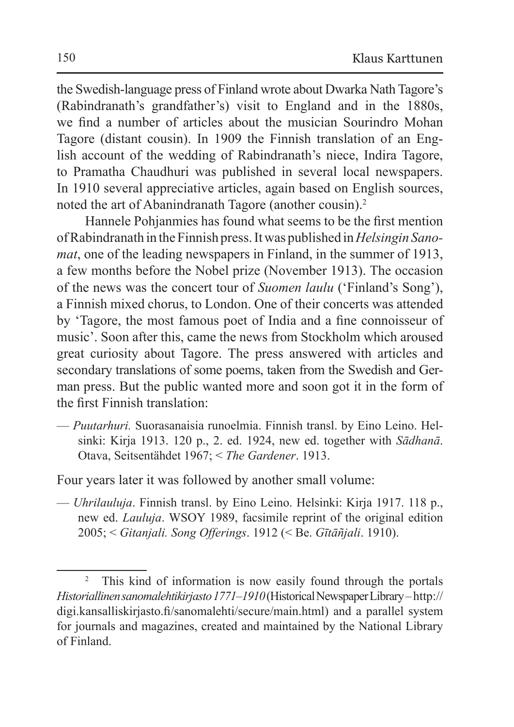the Swedish-language press of Finland wrote about Dwarka Nath Tagore's (Rabindranath's grandfather's) visit to England and in the 1880s, we find a number of articles about the musician Sourindro Mohan Tagore (distant cousin). In 1909 the Finnish translation of an English account of the wedding of Rabindranath's niece, Indira Tagore, to Pramatha Chaudhuri was published in several local newspapers. In 1910 several appreciative articles, again based on English sources, noted the art of Abanindranath Tagore (another cousin).[2]

Hannele Pohjanmies has found what seems to be the first mention of Rabindranath in the Finnish press. It was published in *Helsingin Sanomat*, one of the leading newspapers in Finland, in the summer of 1913, a few months before the Nobel prize (November 1913). The occasion of the news was the concert tour of *Suomen laulu* ('Finland's Song'), a Finnish mixed chorus, to London. One of their concerts was attended by 'Tagore, the most famous poet of India and a fine connoisseur of music'. Soon after this, came the news from Stockholm which aroused great curiosity about Tagore. The press answered with articles and secondary translations of some poems, taken from the Swedish and German press. But the public wanted more and soon got it in the form of the first Finnish translation:

— *Puutarhuri.* Suorasanaisia runoelmia. Finnish transl. by Eino Leino. Helsinki: Kirja 1913. 120 p., 2. ed. 1924, new ed. together with *Sādhanā*. Otava, Seitsentähdet 1967; < *The Gardener*. 1913.

Four years later it was followed by another small volume:

— *Uhrilauluja*. Finnish transl. by Eino Leino. Helsinki: Kirja 1917. 118 p., new ed. *Lauluja*. WSOY 1989, facsimile reprint of the original edition 2005; < *Gitanjali. Song Offerings*. 1912 (< Be. *Gītāñjali*. 1910).

[2] This kind of information is now easily found through the portals *Historiallinen sanomalehtikirjasto 1771–1910* (Historical Newspaper Library – http://digi.kansalliskirjasto.fi/sanomalehti/secure/main.html) and a parallel system for journals and magazines, created and maintained by the National Library of Finland.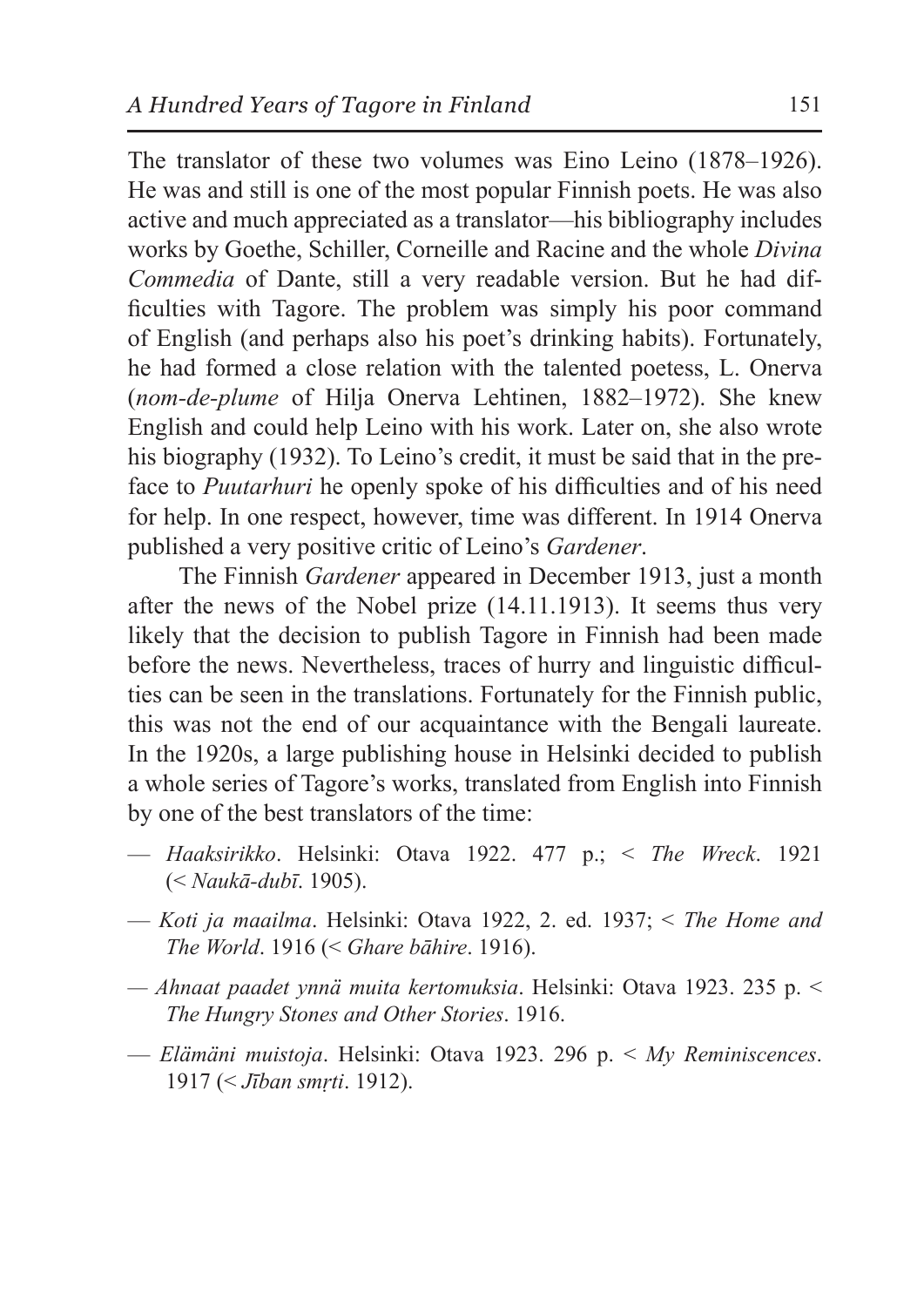The translator of these two volumes was Eino Leino (1878–1926). He was and still is one of the most popular Finnish poets. He was also active and much appreciated as a translator—his bibliography includes works by Goethe, Schiller, Corneille and Racine and the whole *Divina Commedia* of Dante, still a very readable version. But he had difficulties with Tagore. The problem was simply his poor command of English (and perhaps also his poet's drinking habits). Fortunately, he had formed a close relation with the talented poetess, L. Onerva (*nom-de-plume* of Hilja Onerva Lehtinen, 1882–1972). She knew English and could help Leino with his work. Later on, she also wrote his biography (1932). To Leino's credit, it must be said that in the preface to *Puutarhuri* he openly spoke of his difficulties and of his need for help. In one respect, however, time was different. In 1914 Onerva published a very positive critic of Leino's *Gardener*.

The Finnish *Gardener* appeared in December 1913, just a month after the news of the Nobel prize (14.11.1913). It seems thus very likely that the decision to publish Tagore in Finnish had been made before the news. Nevertheless, traces of hurry and linguistic difficulties can be seen in the translations. Fortunately for the Finnish public, this was not the end of our acquaintance with the Bengali laureate. In the 1920s, a large publishing house in Helsinki decided to publish a whole series of Tagore's works, translated from English into Finnish by one of the best translators of the time:

- — *Haaksirikko*. Helsinki: Otava 1922. 477 p.; < *The Wreck*. 1921 (< *Naukā-dubī*. 1905).
- — *Koti ja maailma*. Helsinki: Otava 1922, 2. ed. 1937; < *The Home and The World*. 1916 (< *Ghare bāhire*. 1916).
- — *Ahnaat paadet ynnä muita kertomuksia*. Helsinki: Otava 1923. 235 p. < *The Hungry Stones and Other Stories*. 1916.
- — *Elämäni muistoja*. Helsinki: Otava 1923. 296 p. < *My Reminiscences*. 1917 (< *Jīban smṛti*. 1912).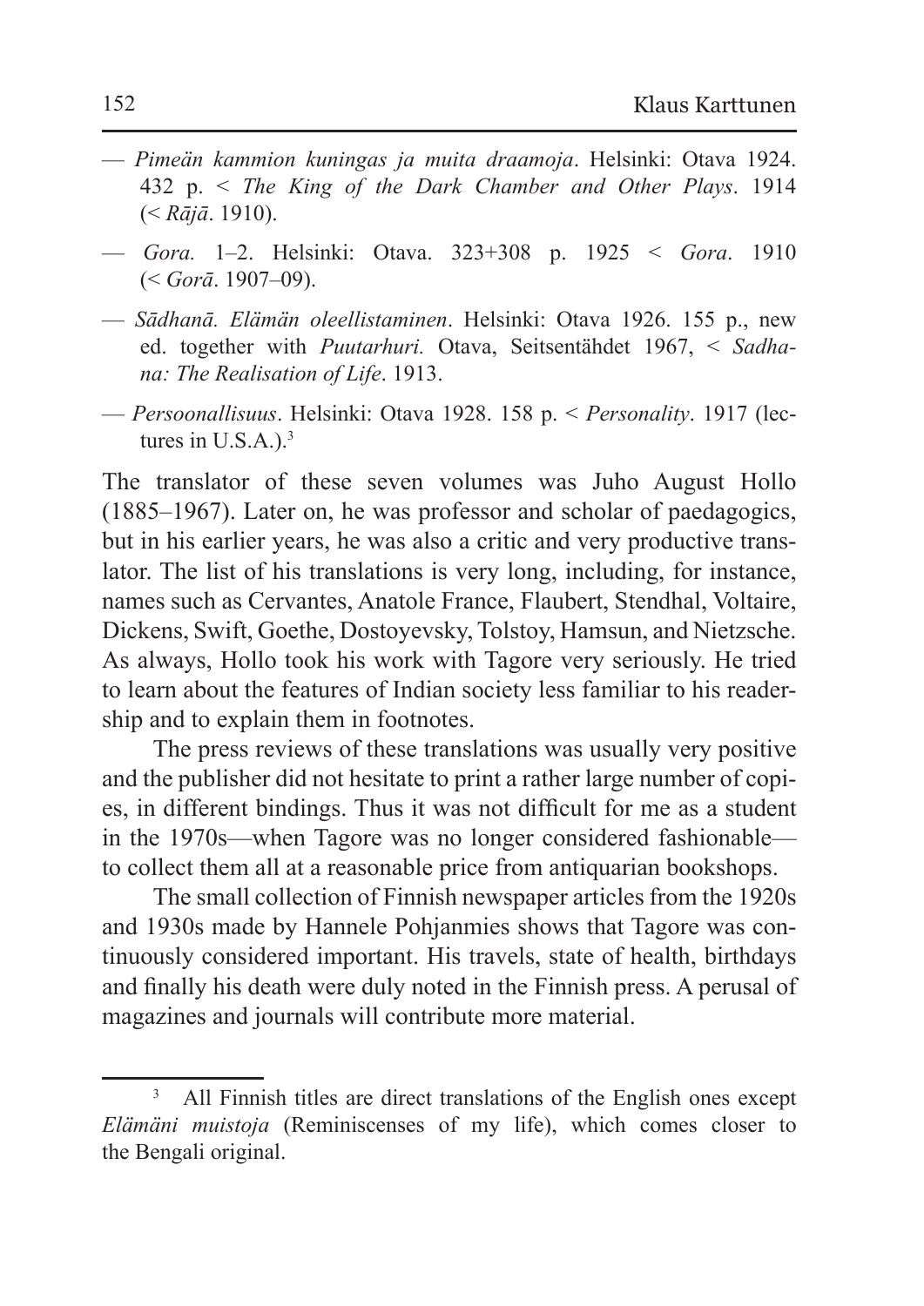— *Pimeän kammion kuningas ja muita draamoja*. Helsinki: Otava 1924. 432 p. < *The King of the Dark Chamber and Other Plays*. 1914 (< *Rājā*. 1910).

— *Gora.* 1–2. Helsinki: Otava. 323+308 p. 1925 < *Gora*. 1910 (< *Gorā*. 1907–09).

— *Sādhanā. Elämän oleellistaminen*. Helsinki: Otava 1926. 155 p., new ed. together with *Puutarhuri.* Otava, Seitsentähdet 1967, < *Sadhana: The Realisation of Life*. 1913.

— *Persoonallisuus*. Helsinki: Otava 1928. 158 p. < *Personality*. 1917 (lectures in U.S.A.).[3]

The translator of these seven volumes was Juho August Hollo (1885–1967). Later on, he was professor and scholar of paedagogics, but in his earlier years, he was also a critic and very productive translator. The list of his translations is very long, including, for instance, names such as Cervantes, Anatole France, Flaubert, Stendhal, Voltaire, Dickens, Swift, Goethe, Dostoyevsky, Tolstoy, Hamsun, and Nietzsche. As always, Hollo took his work with Tagore very seriously. He tried to learn about the features of Indian society less familiar to his readership and to explain them in footnotes.

The press reviews of these translations was usually very positive and the publisher did not hesitate to print a rather large number of copies, in different bindings. Thus it was not difficult for me as a student in the 1970s—when Tagore was no longer considered fashionable—to collect them all at a reasonable price from antiquarian bookshops.

The small collection of Finnish newspaper articles from the 1920s and 1930s made by Hannele Pohjanmies shows that Tagore was continuously considered important. His travels, state of health, birthdays and finally his death were duly noted in the Finnish press. A perusal of magazines and journals will contribute more material.

[3] All Finnish titles are direct translations of the English ones except *Elämäni muistoja* (Reminiscenses of my life), which comes closer to the Bengali original.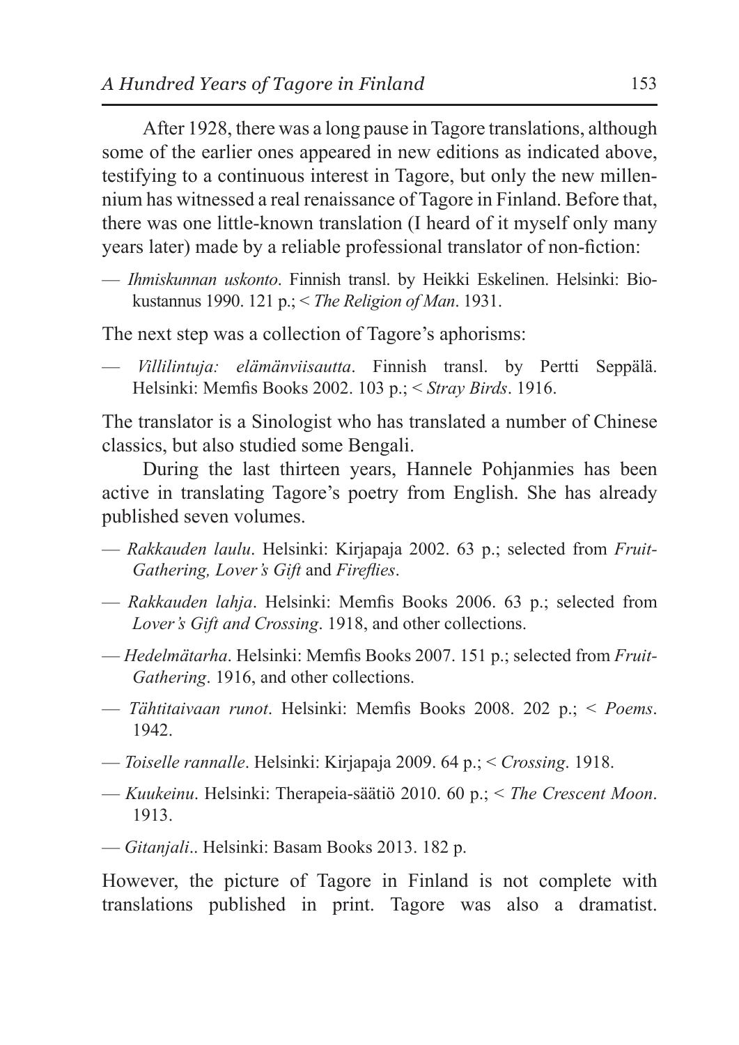After 1928, there was a long pause in Tagore translations, although some of the earlier ones appeared in new editions as indicated above, testifying to a continuous interest in Tagore, but only the new millennium has witnessed a real renaissance of Tagore in Finland. Before that, there was one little-known translation (I heard of it myself only many years later) made by a reliable professional translator of non-fiction:

— *Ihmiskunnan uskonto*. Finnish transl. by Heikki Eskelinen. Helsinki: Biokustannus 1990. 121 p.; < *The Religion of Man*. 1931.

The next step was a collection of Tagore's aphorisms:

— *Villilintuja: elämänviisautta*. Finnish transl. by Pertti Seppälä. Helsinki: Memfis Books 2002. 103 p.; < *Stray Birds*. 1916.

The translator is a Sinologist who has translated a number of Chinese classics, but also studied some Bengali.

During the last thirteen years, Hannele Pohjanmies has been active in translating Tagore's poetry from English. She has already published seven volumes.

— *Rakkauden laulu*. Helsinki: Kirjapaja 2002. 63 p.; selected from *Fruit-Gathering, Lover's Gift* and *Fireflies*.

— *Rakkauden lahja*. Helsinki: Memfis Books 2006. 63 p.; selected from *Lover's Gift and Crossing*. 1918, and other collections.

— *Hedelmätarha*. Helsinki: Memfis Books 2007. 151 p.; selected from *Fruit-Gathering*. 1916, and other collections.

— *Tähtitaivaan runot*. Helsinki: Memfis Books 2008. 202 p.; < *Poems*. 1942.

— *Toiselle rannalle*. Helsinki: Kirjapaja 2009. 64 p.; < *Crossing*. 1918.

— *Kuukeinu*. Helsinki: Therapeia-säätiö 2010. 60 p.; < *The Crescent Moon*. 1913.

— *Gitanjali*.. Helsinki: Basam Books 2013. 182 p.

However, the picture of Tagore in Finland is not complete with translations published in print. Tagore was also a dramatist.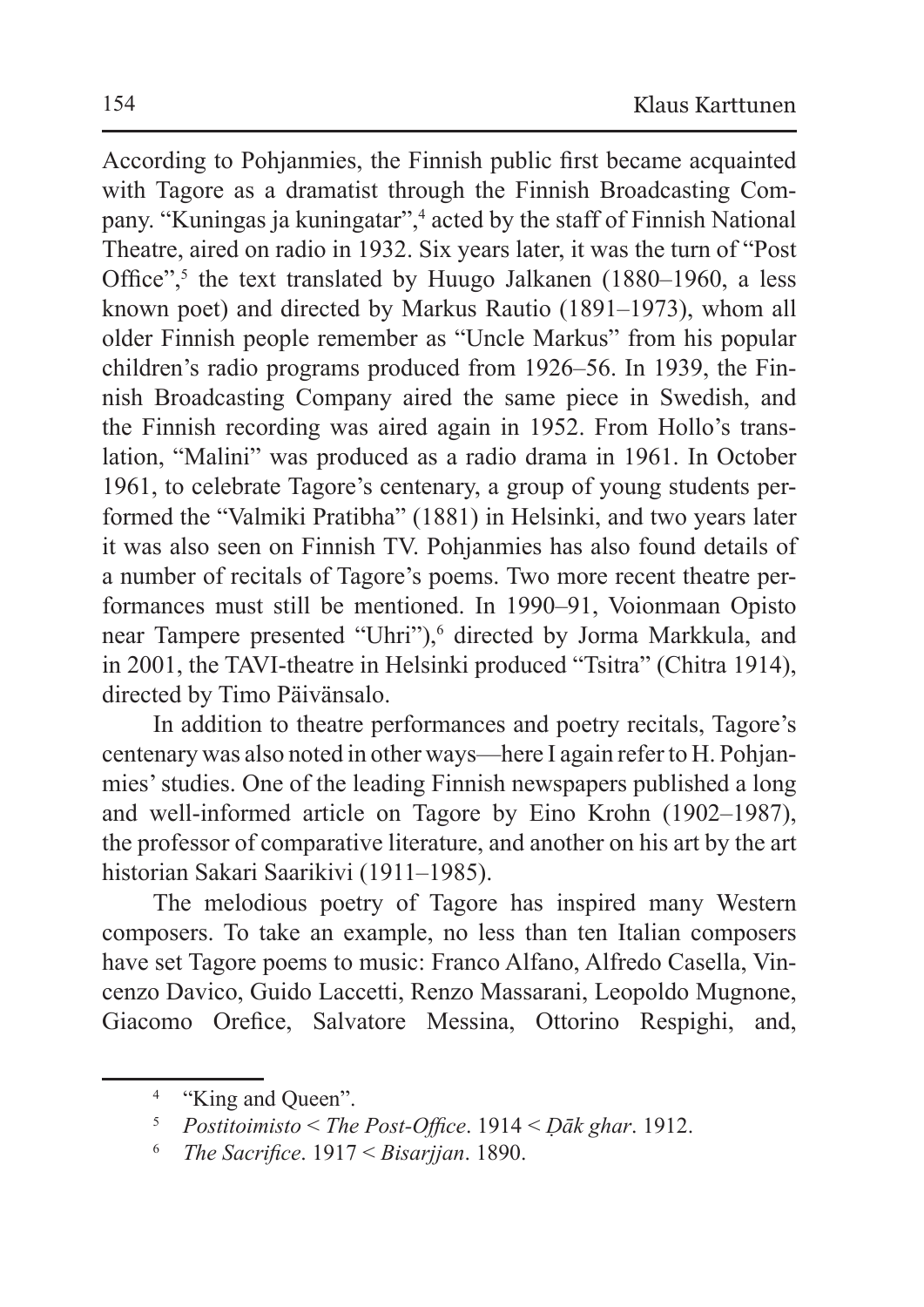According to Pohjanmies, the Finnish public first became acquainted with Tagore as a dramatist through the Finnish Broadcasting Company. "Kuningas ja kuningatar",[4] acted by the staff of Finnish National Theatre, aired on radio in 1932. Six years later, it was the turn of "Post Office",[5] the text translated by Huugo Jalkanen (1880–1960, a less known poet) and directed by Markus Rautio (1891–1973), whom all older Finnish people remember as "Uncle Markus" from his popular children's radio programs produced from 1926–56. In 1939, the Finnish Broadcasting Company aired the same piece in Swedish, and the Finnish recording was aired again in 1952. From Hollo's translation, "Malini" was produced as a radio drama in 1961. In October 1961, to celebrate Tagore's centenary, a group of young students performed the "Valmiki Pratibha" (1881) in Helsinki, and two years later it was also seen on Finnish TV. Pohjanmies has also found details of a number of recitals of Tagore's poems. Two more recent theatre performances must still be mentioned. In 1990–91, Voionmaan Opisto near Tampere presented "Uhri"),[6] directed by Jorma Markkula, and in 2001, the TAVI-theatre in Helsinki produced "Tsitra" (Chitra 1914), directed by Timo Päivänsalo.

In addition to theatre performances and poetry recitals, Tagore's centenary was also noted in other ways—here I again refer to H. Pohjanmies' studies. One of the leading Finnish newspapers published a long and well-informed article on Tagore by Eino Krohn (1902–1987), the professor of comparative literature, and another on his art by the art historian Sakari Saarikivi (1911–1985).

The melodious poetry of Tagore has inspired many Western composers. To take an example, no less than ten Italian composers have set Tagore poems to music: Franco Alfano, Alfredo Casella, Vincenzo Davico, Guido Laccetti, Renzo Massarani, Leopoldo Mugnone, Giacomo Orefice, Salvatore Messina, Ottorino Respighi, and,

[4] "King and Queen".

[5] *Postitoimisto* < *The Post-Office*. 1914 < *Ḍāk ghar*. 1912.

[6] *The Sacrifice*. 1917 < *Bisarjjan*. 1890.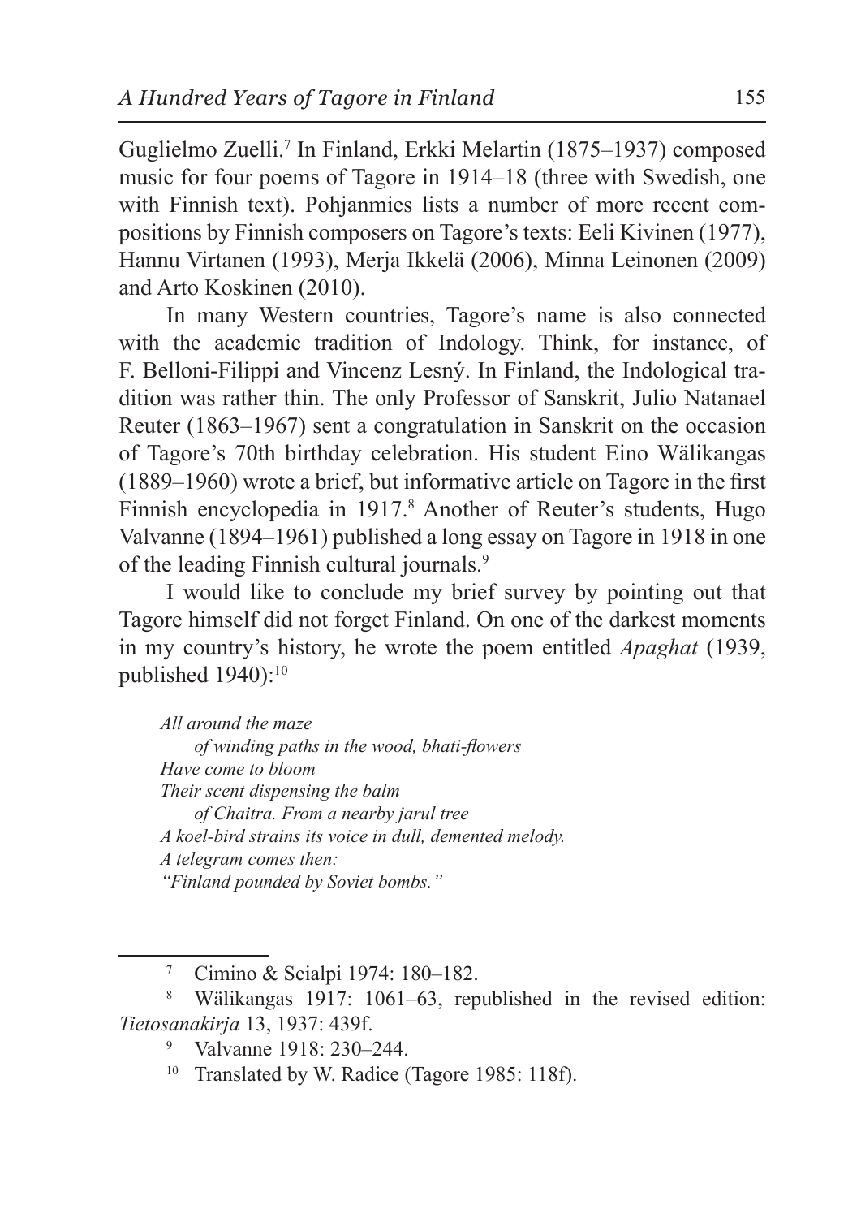Guglielmo Zuelli.[7] In Finland, Erkki Melartin (1875–1937) composed music for four poems of Tagore in 1914–18 (three with Swedish, one with Finnish text). Pohjanmies lists a number of more recent compositions by Finnish composers on Tagore's texts: Eeli Kivinen (1977), Hannu Virtanen (1993), Merja Ikkelä (2006), Minna Leinonen (2009) and Arto Koskinen (2010).

In many Western countries, Tagore's name is also connected with the academic tradition of Indology. Think, for instance, of F. Belloni-Filippi and Vincenz Lesný. In Finland, the Indological tradition was rather thin. The only Professor of Sanskrit, Julio Natanael Reuter (1863–1967) sent a congratulation in Sanskrit on the occasion of Tagore's 70th birthday celebration. His student Eino Wälikangas (1889–1960) wrote a brief, but informative article on Tagore in the first Finnish encyclopedia in 1917.[8] Another of Reuter's students, Hugo Valvanne (1894–1961) published a long essay on Tagore in 1918 in one of the leading Finnish cultural journals.[9]

I would like to conclude my brief survey by pointing out that Tagore himself did not forget Finland. On one of the darkest moments in my country's history, he wrote the poem entitled *Apaghat* (1939, published 1940):[10]

*All around the maze*
*of winding paths in the wood, bhati-flowers*
*Have come to bloom*
*Their scent dispensing the balm*
*of Chaitra. From a nearby jarul tree*
*A koel-bird strains its voice in dull, demented melody.*
*A telegram comes then:*
*"Finland pounded by Soviet bombs."*

---

[7] Cimino & Scialpi 1974: 180–182.

[8] Wälikangas 1917: 1061–63, republished in the revised edition: *Tietosanakirja* 13, 1937: 439f.

[9] Valvanne 1918: 230–244.

[10] Translated by W. Radice (Tagore 1985: 118f).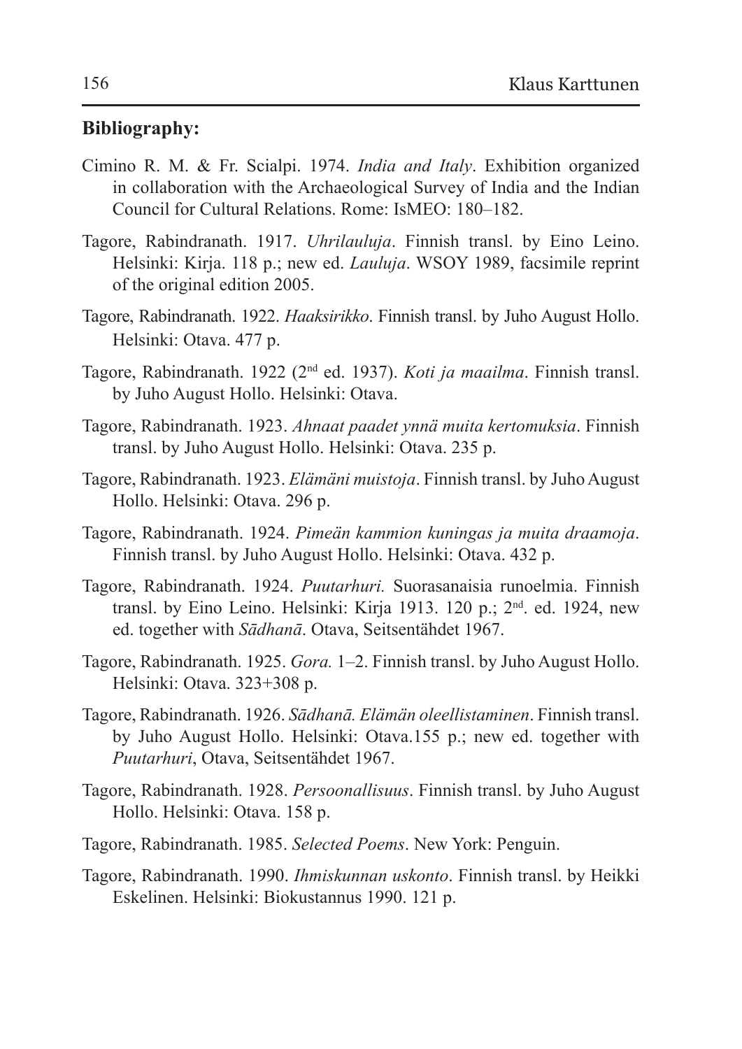**Bibliography:**

Cimino R. M. & Fr. Scialpi. 1974. *India and Italy*. Exhibition organized in collaboration with the Archaeological Survey of India and the Indian Council for Cultural Relations. Rome: IsMEO: 180–182.

Tagore, Rabindranath. 1917. *Uhrilauluja*. Finnish transl. by Eino Leino. Helsinki: Kirja. 118 p.; new ed. *Lauluja*. WSOY 1989, facsimile reprint of the original edition 2005.

Tagore, Rabindranath. 1922. *Haaksirikko*. Finnish transl. by Juho August Hollo. Helsinki: Otava. 477 p.

Tagore, Rabindranath. 1922 (2nd ed. 1937). *Koti ja maailma*. Finnish transl. by Juho August Hollo. Helsinki: Otava.

Tagore, Rabindranath. 1923. *Ahnaat paadet ynnä muita kertomuksia*. Finnish transl. by Juho August Hollo. Helsinki: Otava. 235 p.

Tagore, Rabindranath. 1923. *Elämäni muistoja*. Finnish transl. by Juho August Hollo. Helsinki: Otava. 296 p.

Tagore, Rabindranath. 1924. *Pimeän kammion kuningas ja muita draamoja*. Finnish transl. by Juho August Hollo. Helsinki: Otava. 432 p.

Tagore, Rabindranath. 1924. *Puutarhuri.* Suorasanaisia runoelmia. Finnish transl. by Eino Leino. Helsinki: Kirja 1913. 120 p.; 2nd. ed. 1924, new ed. together with *Sādhanā*. Otava, Seitsentähdet 1967.

Tagore, Rabindranath. 1925. *Gora.* 1–2. Finnish transl. by Juho August Hollo. Helsinki: Otava. 323+308 p.

Tagore, Rabindranath. 1926. *Sādhanā. Elämän oleellistaminen*. Finnish transl. by Juho August Hollo. Helsinki: Otava.155 p.; new ed. together with *Puutarhuri*, Otava, Seitsentähdet 1967.

Tagore, Rabindranath. 1928. *Persoonallisuus*. Finnish transl. by Juho August Hollo. Helsinki: Otava. 158 p.

Tagore, Rabindranath. 1985. *Selected Poems*. New York: Penguin.

Tagore, Rabindranath. 1990. *Ihmiskunnan uskonto*. Finnish transl. by Heikki Eskelinen. Helsinki: Biokustannus 1990. 121 p.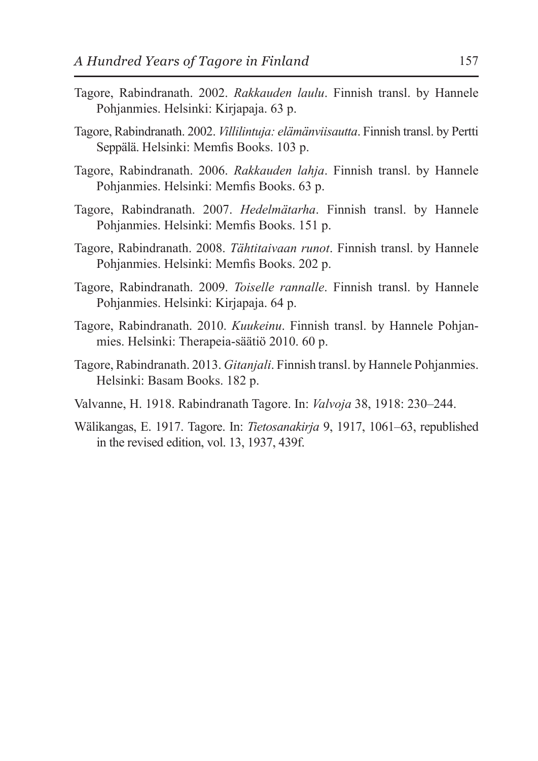Tagore, Rabindranath. 2002. *Rakkauden laulu*. Finnish transl. by Hannele Pohjanmies. Helsinki: Kirjapaja. 63 p.

Tagore, Rabindranath. 2002. *Villilintuja: elämänviisautta*. Finnish transl. by Pertti Seppälä. Helsinki: Memfis Books. 103 p.

Tagore, Rabindranath. 2006. *Rakkauden lahja*. Finnish transl. by Hannele Pohjanmies. Helsinki: Memfis Books. 63 p.

Tagore, Rabindranath. 2007. *Hedelmätarha*. Finnish transl. by Hannele Pohjanmies. Helsinki: Memfis Books. 151 p.

Tagore, Rabindranath. 2008. *Tähtitaivaan runot*. Finnish transl. by Hannele Pohjanmies. Helsinki: Memfis Books. 202 p.

Tagore, Rabindranath. 2009. *Toiselle rannalle*. Finnish transl. by Hannele Pohjanmies. Helsinki: Kirjapaja. 64 p.

Tagore, Rabindranath. 2010. *Kuukeinu*. Finnish transl. by Hannele Pohjanmies. Helsinki: Therapeia-säätiö 2010. 60 p.

Tagore, Rabindranath. 2013. *Gitanjali*. Finnish transl. by Hannele Pohjanmies. Helsinki: Basam Books. 182 p.

Valvanne, H. 1918. Rabindranath Tagore. In: *Valvoja* 38, 1918: 230–244.

Wälikangas, E. 1917. Tagore. In: *Tietosanakirja* 9, 1917, 1061–63, republished in the revised edition, vol. 13, 1937, 439f.